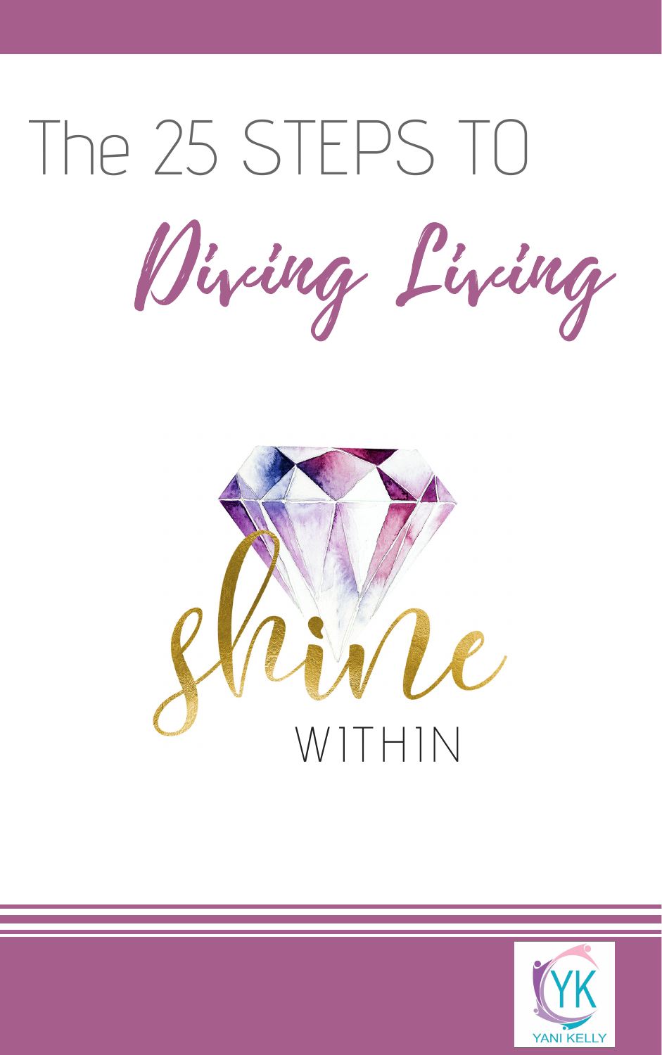# The 25 STEPS TO

# Diving Living

shine

WITHIN

YK

YANI KELLY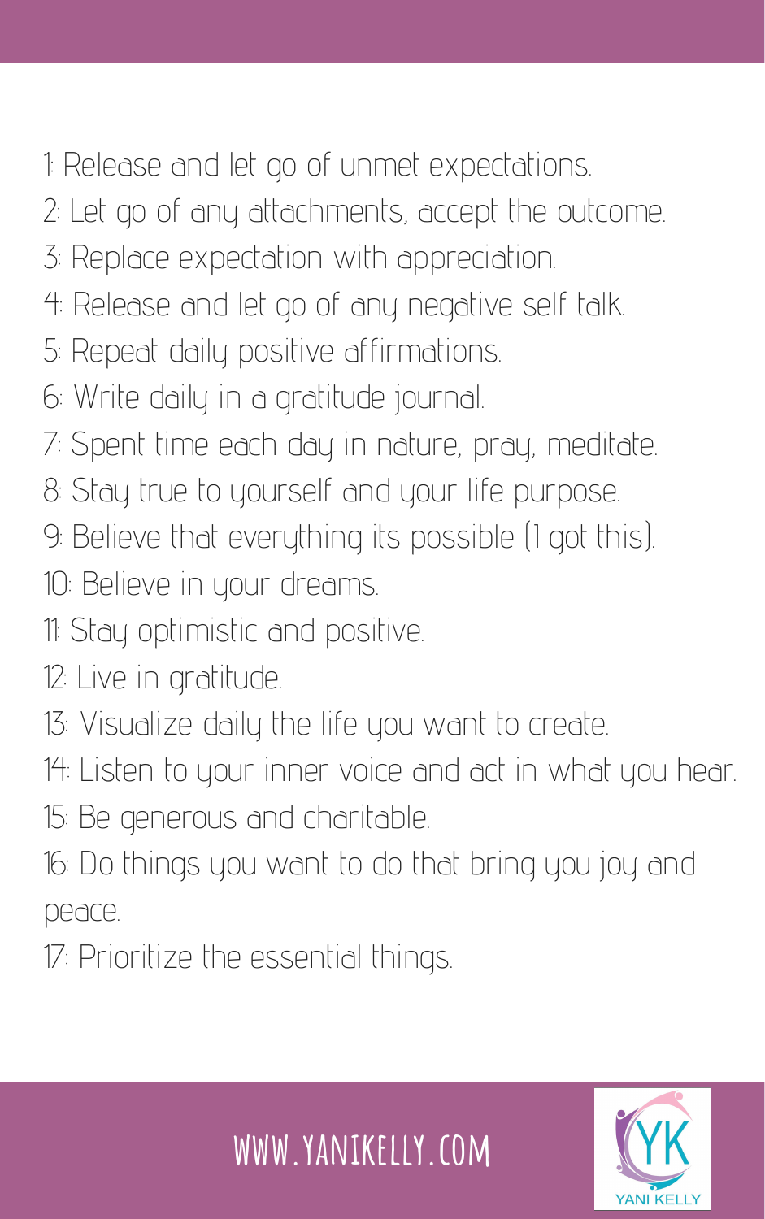1: Release and let go of unmet expectations.
2: Let go of any attachments, accept the outcome.
3: Replace expectation with appreciation.
4: Release and let go of any negative self talk.
5: Repeat daily positive affirmations.
6: Write daily in a gratitude journal.
7: Spent time each day in nature, pray, meditate.
8: Stay true to yourself and your life purpose.
9: Believe that everything its possible (I got this).
10: Believe in your dreams.
11: Stay optimistic and positive.
12: Live in gratitude.
13: Visualize daily the life you want to create.
14: Listen to your inner voice and act in what you hear.
15: Be generous and charitable.
16: Do things you want to do that bring you joy and peace.
17: Prioritize the essential things.

WWW.YANIKELLY.COM

YK YANI KELLY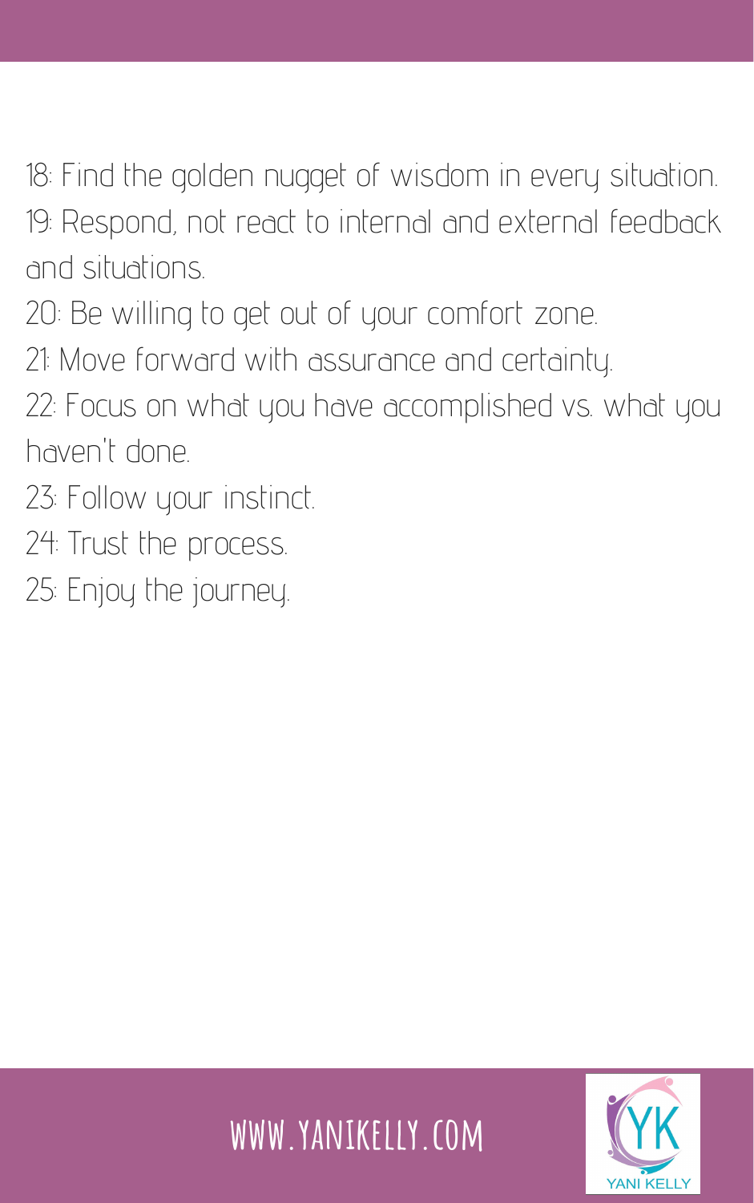18: Find the golden nugget of wisdom in every situation.

19: Respond, not react to internal and external feedback and situations.

20: Be willing to get out of your comfort zone.

21: Move forward with assurance and certainty.

22: Focus on what you have accomplished vs. what you haven't done.

23: Follow your instinct.

24: Trust the process.

25: Enjoy the journey.

WWW.YANIKELLY.COM